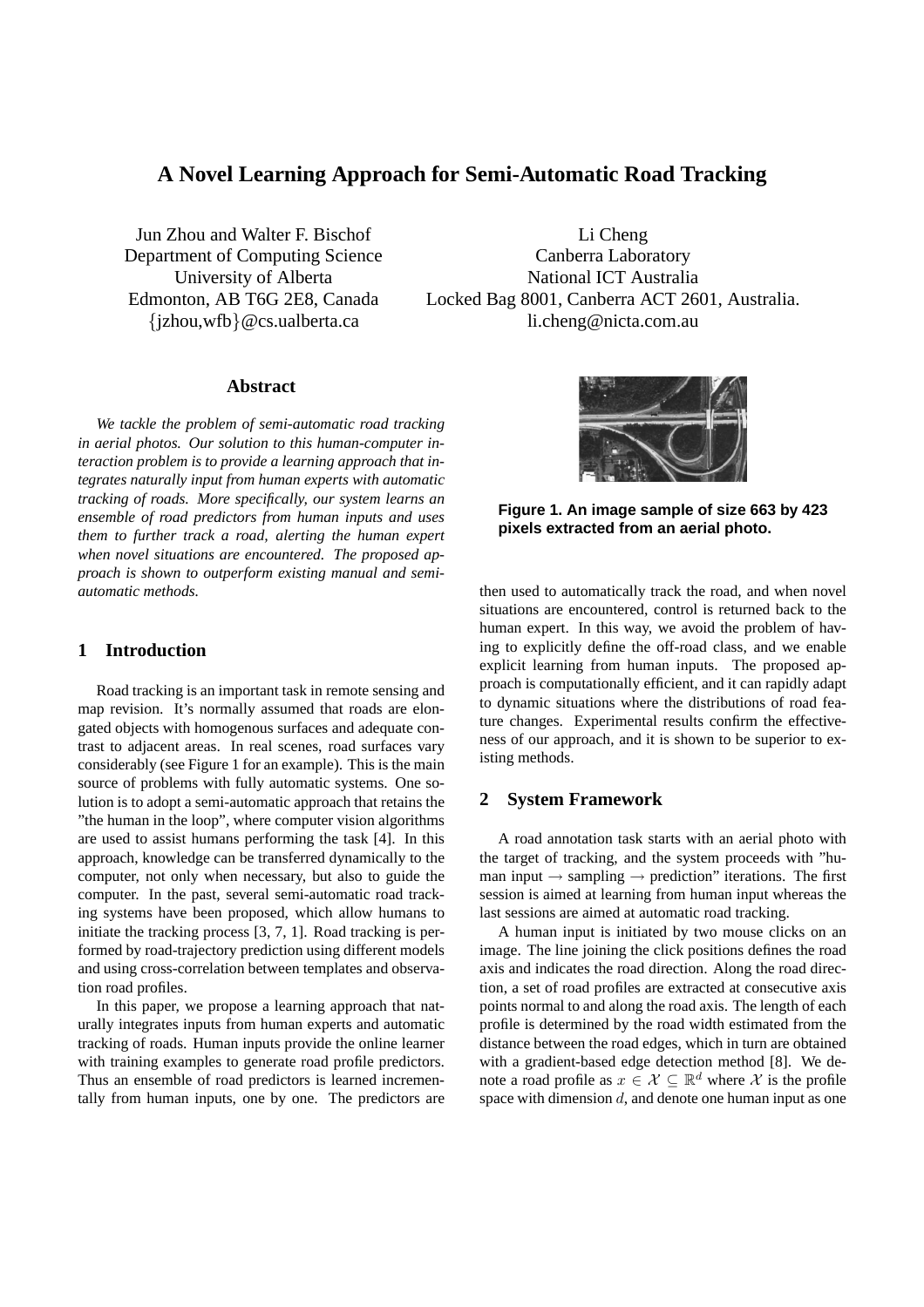# A Novel Learning Approach for Semi-Automatic Road Tracking

Jun Zhou and Walter F. Bischof
Department of Computing Science
University of Alberta
Edmonton, AB T6G 2E8, Canada
{jzhou,wfb}@cs.ualberta.ca

Li Cheng
Canberra Laboratory
National ICT Australia
Locked Bag 8001, Canberra ACT 2601, Australia.
li.cheng@nicta.com.au

## Abstract

*We tackle the problem of semi-automatic road tracking in aerial photos. Our solution to this human-computer interaction problem is to provide a learning approach that integrates naturally input from human experts with automatic tracking of roads. More specifically, our system learns an ensemble of road predictors from human inputs and uses them to further track a road, alerting the human expert when novel situations are encountered. The proposed approach is shown to outperform existing manual and semi-automatic methods.*

## 1 Introduction

Road tracking is an important task in remote sensing and map revision. It's normally assumed that roads are elongated objects with homogenous surfaces and adequate contrast to adjacent areas. In real scenes, road surfaces vary considerably (see Figure 1 for an example). This is the main source of problems with fully automatic systems. One solution is to adopt a semi-automatic approach that retains the "the human in the loop", where computer vision algorithms are used to assist humans performing the task [4]. In this approach, knowledge can be transferred dynamically to the computer, not only when necessary, but also to guide the computer. In the past, several semi-automatic road tracking systems have been proposed, which allow humans to initiate the tracking process [3, 7, 1]. Road tracking is performed by road-trajectory prediction using different models and using cross-correlation between templates and observation road profiles.

In this paper, we propose a learning approach that naturally integrates inputs from human experts and automatic tracking of roads. Human inputs provide the online learner with training examples to generate road profile predictors. Thus an ensemble of road predictors is learned incrementally from human inputs, one by one. The predictors are then used to automatically track the road, and when novel situations are encountered, control is returned back to the human expert. In this way, we avoid the problem of having to explicitly define the off-road class, and we enable explicit learning from human inputs. The proposed approach is computationally efficient, and it can rapidly adapt to dynamic situations where the distributions of road feature changes. Experimental results confirm the effectiveness of our approach, and it is shown to be superior to existing methods.

**Figure 1. An image sample of size 663 by 423 pixels extracted from an aerial photo.**

## 2 System Framework

A road annotation task starts with an aerial photo with the target of tracking, and the system proceeds with "human input → sampling → prediction" iterations. The first session is aimed at learning from human input whereas the last sessions are aimed at automatic road tracking.

A human input is initiated by two mouse clicks on an image. The line joining the click positions defines the road axis and indicates the road direction. Along the road direction, a set of road profiles are extracted at consecutive axis points normal to and along the road axis. The length of each profile is determined by the road width estimated from the distance between the road edges, which in turn are obtained with a gradient-based edge detection method [8]. We denote a road profile as $x \in \mathcal{X} \subseteq \mathbb{R}^d$ where $\mathcal{X}$ is the profile space with dimension $d$, and denote one human input as one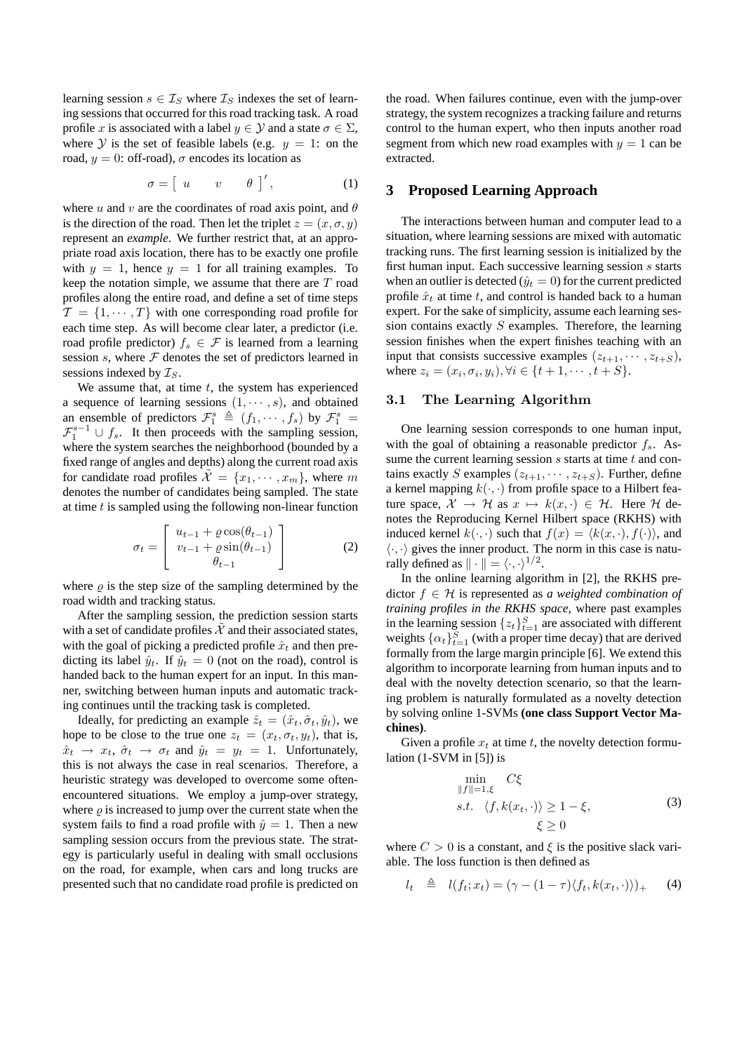learning session $s \in \mathcal{I}_S$ where $\mathcal{I}_S$ indexes the set of learning sessions that occurred for this road tracking task. A road profile $x$ is associated with a label $y \in \mathcal{Y}$ and a state $\sigma \in \Sigma$, where $\mathcal{Y}$ is the set of feasible labels (e.g. $y = 1$: on the road, $y = 0$: off-road), $\sigma$ encodes its location as

$$\sigma = \left[ \begin{array}{ccc} u & v & \theta \end{array} \right]', \tag{1}$$

where $u$ and $v$ are the coordinates of road axis point, and $\theta$ is the direction of the road. Then let the triplet $z = (x, \sigma, y)$ represent an *example*. We further restrict that, at an appropriate road axis location, there has to be exactly one profile with $y = 1$, hence $y = 1$ for all training examples. To keep the notation simple, we assume that there are $T$ road profiles along the entire road, and define a set of time steps $\mathcal{T} = \{1, \cdots, T\}$ with one corresponding road profile for each time step. As will become clear later, a predictor (i.e. road profile predictor) $f_s \in \mathcal{F}$ is learned from a learning session $s$, where $\mathcal{F}$ denotes the set of predictors learned in sessions indexed by $\mathcal{I}_S$.

We assume that, at time $t$, the system has experienced a sequence of learning sessions $(1, \cdots, s)$, and obtained an ensemble of predictors $\mathcal{F}_1^s \triangleq (f_1, \cdots, f_s)$ by $\mathcal{F}_1^s = \mathcal{F}_1^{s-1} \cup f_s$. It then proceeds with the sampling session, where the system searches the neighborhood (bounded by a fixed range of angles and depths) along the current road axis for candidate road profiles $\tilde{\mathcal{X}} = \{x_1, \cdots, x_m\}$, where $m$ denotes the number of candidates being sampled. The state at time $t$ is sampled using the following non-linear function

$$\sigma_t = \left[ \begin{array}{c} u_{t-1} + \varrho \cos(\theta_{t-1}) \\ v_{t-1} + \varrho \sin(\theta_{t-1}) \\ \theta_{t-1} \end{array} \right] \tag{2}$$

where $\varrho$ is the step size of the sampling determined by the road width and tracking status.

After the sampling session, the prediction session starts with a set of candidate profiles $\tilde{\mathcal{X}}$ and their associated states, with the goal of picking a predicted profile $\hat{x}_t$ and then predicting its label $\hat{y}_t$. If $\hat{y}_t = 0$ (not on the road), control is handed back to the human expert for an input. In this manner, switching between human inputs and automatic tracking continues until the tracking task is completed.

Ideally, for predicting an example $\hat{z}_t = (\hat{x}_t, \hat{\sigma}_t, \hat{y}_t)$, we hope to be close to the true one $z_t = (x_t, \sigma_t, y_t)$, that is, $\hat{x}_t \to x_t$, $\hat{\sigma}_t \to \sigma_t$ and $\hat{y}_t = y_t = 1$. Unfortunately, this is not always the case in real scenarios. Therefore, a heuristic strategy was developed to overcome some often-encountered situations. We employ a jump-over strategy, where $\varrho$ is increased to jump over the current state when the system fails to find a road profile with $\hat{y} = 1$. Then a new sampling session occurs from the previous state. The strategy is particularly useful in dealing with small occlusions on the road, for example, when cars and long trucks are presented such that no candidate road profile is predicted on the road. When failures continue, even with the jump-over strategy, the system recognizes a tracking failure and returns control to the human expert, who then inputs another road segment from which new road examples with $y = 1$ can be extracted.

## 3 Proposed Learning Approach

The interactions between human and computer lead to a situation, where learning sessions are mixed with automatic tracking runs. The first learning session is initialized by the first human input. Each successive learning session $s$ starts when an outlier is detected ($\hat{y}_t = 0$) for the current predicted profile $\hat{x}_t$ at time $t$, and control is handed back to a human expert. For the sake of simplicity, assume each learning session contains exactly $S$ examples. Therefore, the learning session finishes when the expert finishes teaching with an input that consists successive examples $(z_{t+1}, \cdots, z_{t+S})$, where $z_i = (x_i, \sigma_i, y_i), \forall i \in \{t+1, \cdots, t+S\}$.

### 3.1 The Learning Algorithm

One learning session corresponds to one human input, with the goal of obtaining a reasonable predictor $f_s$. Assume the current learning session $s$ starts at time $t$ and contains exactly $S$ examples $(z_{t+1}, \cdots, z_{t+S})$. Further, define a kernel mapping $k(\cdot, \cdot)$ from profile space to a Hilbert feature space, $\mathcal{X} \to \mathcal{H}$ as $x \mapsto k(x, \cdot) \in \mathcal{H}$. Here $\mathcal{H}$ denotes the Reproducing Kernel Hilbert space (RKHS) with induced kernel $k(\cdot, \cdot)$ such that $f(x) = \langle k(x, \cdot), f(\cdot) \rangle$, and $\langle \cdot, \cdot \rangle$ gives the inner product. The norm in this case is naturally defined as $\| \cdot \| = \langle \cdot, \cdot \rangle^{1/2}$.

In the online learning algorithm in [2], the RKHS predictor $f \in \mathcal{H}$ is represented as *a weighted combination of training profiles in the RKHS space*, where past examples in the learning session $\{z_t\}_{t=1}^S$ are associated with different weights $\{\alpha_t\}_{t=1}^S$ (with a proper time decay) that are derived formally from the large margin principle [6]. We extend this algorithm to incorporate learning from human inputs and to deal with the novelty detection scenario, so that the learning problem is naturally formulated as a novelty detection by solving online 1-SVMs **(one class Support Vector Machines)**.

Given a profile $x_t$ at time $t$, the novelty detection formulation (1-SVM in [5]) is

$$\begin{aligned} \min_{\|f\|=1, \xi} \quad & C\xi \\ s.t. \quad & \langle f, k(x_t, \cdot) \rangle \geq 1 - \xi, \\ & \xi \geq 0 \end{aligned} \tag{3}$$

where $C > 0$ is a constant, and $\xi$ is the positive slack variable. The loss function is then defined as

$$l_t \triangleq l(f_t; x_t) = (\gamma - (1 - \tau)\langle f_t, k(x_t, \cdot) \rangle)_+ \tag{4}$$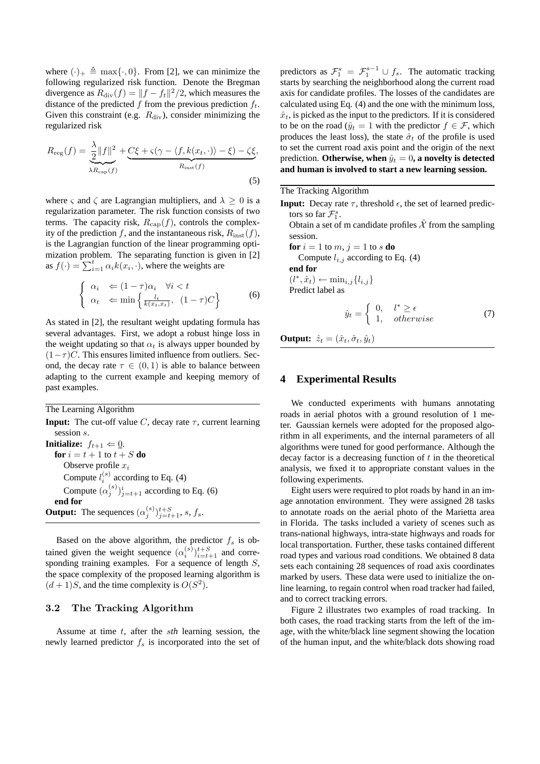where $(\cdot)_+ \triangleq \max\{\cdot, 0\}$. From [2], we can minimize the following regularized risk function. Denote the Bregman divergence as $R_{\rm div}(f) = \|f - f_t\|^2/2$, which measures the distance of the predicted $f$ from the previous prediction $f_t$. Given this constraint (e.g. $R_{\rm div}$), consider minimizing the regularized risk

$$R_{\rm reg}(f) = \underbrace{\frac{\lambda}{2}\|f\|^2}_{\lambda R_{\rm cap}(f)} + \underbrace{C\xi + \varsigma(\gamma - \langle f, k(x_t, \cdot)\rangle - \xi) - \zeta\xi}_{R_{\rm inst}(f)}, \tag{5}$$

where $\varsigma$ and $\zeta$ are Lagrangian multipliers, and $\lambda \geq 0$ is a regularization parameter. The risk function consists of two terms. The capacity risk, $R_{\rm cap}(f)$, controls the complexity of the prediction $f$, and the instantaneous risk, $R_{\rm inst}(f)$, is the Lagrangian function of the linear programming optimization problem. The separating function is given in [2] as $f(\cdot) = \sum_{i=1}^{t} \alpha_i k(x_i, \cdot)$, where the weights are

$$\left\{ \begin{array}{ll} \alpha_i & \Leftarrow (1-\tau)\alpha_i \quad \forall i < t \\ \alpha_t & \Leftarrow \min\left\{ \frac{l_t}{k(x_t, x_t)}, \ (1-\tau)C \right\} \end{array} \right. \tag{6}$$

As stated in [2], the resultant weight updating formula has several advantages. First, we adopt a robust hinge loss in the weight updating so that $\alpha_t$ is always upper bounded by $(1-\tau)C$. This ensures limited influence from outliers. Second, the decay rate $\tau \in (0, 1)$ is able to balance between adapting to the current example and keeping memory of past examples.

---

The Learning Algorithm

**Input:** The cut-off value $C$, decay rate $\tau$, current learning session $s$.

**Initialize:** $f_{t+1} \Leftarrow \underline{0}$.

**for** $i = t+1$ to $t+S$ **do**

Observe profile $x_i$

Compute $l_i^{(s)}$ according to Eq. (4)

Compute $(\alpha_j^{(s)})_{j=t+1}^{i}$ according to Eq. (6)

**end for**

**Output:** The sequences $(\alpha_j^{(s)})_{j=t+1}^{t+S}$, $s$, $f_s$.

---

Based on the above algorithm, the predictor $f_s$ is obtained given the weight sequence $(\alpha_i^{(s)})_{i=t+1}^{t+S}$ and corresponding training examples. For a sequence of length $S$, the space complexity of the proposed learning algorithm is $(d+1)S$, and the time complexity is $O(S^2)$.

### 3.2 The Tracking Algorithm

Assume at time $t$, after the *sth* learning session, the newly learned predictor $f_s$ is incorporated into the set of predictors as $\mathcal{F}_1^s = \mathcal{F}_1^{s-1} \cup f_s$. The automatic tracking starts by searching the neighborhood along the current road axis for candidate profiles. The losses of the candidates are calculated using Eq. (4) and the one with the minimum loss, $\hat{x}_t$, is picked as the input to the predictors. If it is considered to be on the road ($\hat{y}_t = 1$ with the predictor $f \in \mathcal{F}$, which produces the least loss), the state $\hat{\sigma}_t$ of the profile is used to set the current road axis point and the origin of the next prediction. **Otherwise, when $\hat{y}_t = 0$, a novelty is detected and human is involved to start a new learning session.**

---

The Tracking Algorithm

**Input:** Decay rate $\tau$, threshold $\epsilon$, the set of learned predictors so far $\mathcal{F}_1^s$.

Obtain a set of m candidate profiles $\tilde{\mathcal{X}}$ from the sampling session.

**for** $i = 1$ to $m$, $j = 1$ to $s$ **do**

Compute $l_{i,j}$ according to Eq. (4)

**end for**

$(l^*, \hat{x}_t) \leftarrow \min_{i,j}\{l_{i,j}\}$

Predict label as

$$\hat{y}_t = \left\{ \begin{array}{ll} 0, & l^* \geq \epsilon \\ 1, & otherwise \end{array} \right. \tag{7}$$

**Output:** $\hat{z}_t = (\hat{x}_t, \hat{\sigma}_t, \hat{y}_t)$

---

## 4 Experimental Results

We conducted experiments with humans annotating roads in aerial photos with a ground resolution of 1 meter. Gaussian kernels were adopted for the proposed algorithm in all experiments, and the internal parameters of all algorithms were tuned for good performance. Although the decay factor is a decreasing function of $t$ in the theoretical analysis, we fixed it to appropriate constant values in the following experiments.

Eight users were required to plot roads by hand in an image annotation environment. They were assigned 28 tasks to annotate roads on the aerial photo of the Marietta area in Florida. The tasks included a variety of scenes such as trans-national highways, intra-state highways and roads for local transportation. Further, these tasks contained different road types and various road conditions. We obtained 8 data sets each containing 28 sequences of road axis coordinates marked by users. These data were used to initialize the online learning, to regain control when road tracker had failed, and to correct tracking errors.

Figure 2 illustrates two examples of road tracking. In both cases, the road tracking starts from the left of the image, with the white/black line segment showing the location of the human input, and the white/black dots showing road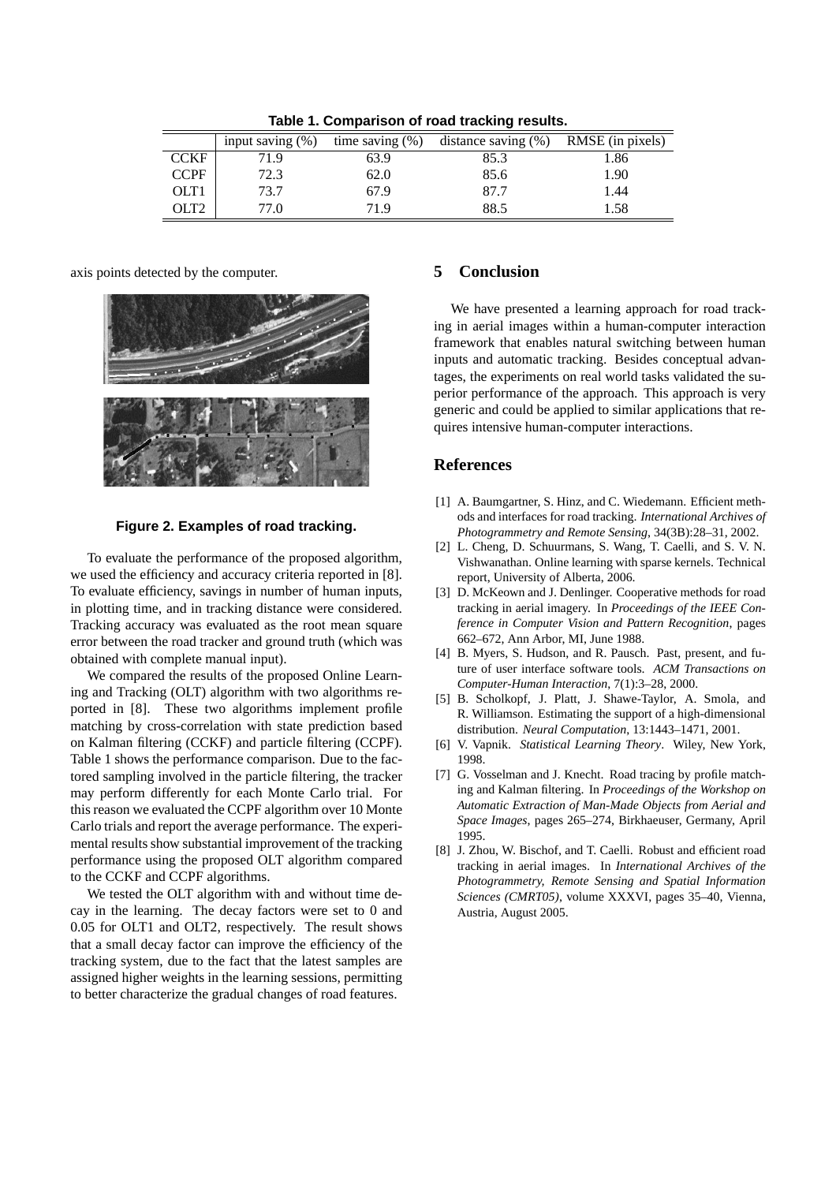**Table 1. Comparison of road tracking results.**

| | input saving (%) | time saving (%) | distance saving (%) | RMSE (in pixels) |
|---|---|---|---|---|
| CCKF | 71.9 | 63.9 | 85.3 | 1.86 |
| CCPF | 72.3 | 62.0 | 85.6 | 1.90 |
| OLT1 | 73.7 | 67.9 | 87.7 | 1.44 |
| OLT2 | 77.0 | 71.9 | 88.5 | 1.58 |

axis points detected by the computer.

**Figure 2. Examples of road tracking.**

To evaluate the performance of the proposed algorithm, we used the efficiency and accuracy criteria reported in [8]. To evaluate efficiency, savings in number of human inputs, in plotting time, and in tracking distance were considered. Tracking accuracy was evaluated as the root mean square error between the road tracker and ground truth (which was obtained with complete manual input).

We compared the results of the proposed Online Learning and Tracking (OLT) algorithm with two algorithms reported in [8]. These two algorithms implement profile matching by cross-correlation with state prediction based on Kalman filtering (CCKF) and particle filtering (CCPF). Table 1 shows the performance comparison. Due to the factored sampling involved in the particle filtering, the tracker may perform differently for each Monte Carlo trial. For this reason we evaluated the CCPF algorithm over 10 Monte Carlo trials and report the average performance. The experimental results show substantial improvement of the tracking performance using the proposed OLT algorithm compared to the CCKF and CCPF algorithms.

We tested the OLT algorithm with and without time decay in the learning. The decay factors were set to 0 and 0.05 for OLT1 and OLT2, respectively. The result shows that a small decay factor can improve the efficiency of the tracking system, due to the fact that the latest samples are assigned higher weights in the learning sessions, permitting to better characterize the gradual changes of road features.

## 5 Conclusion

We have presented a learning approach for road tracking in aerial images within a human-computer interaction framework that enables natural switching between human inputs and automatic tracking. Besides conceptual advantages, the experiments on real world tasks validated the superior performance of the approach. This approach is very generic and could be applied to similar applications that requires intensive human-computer interactions.

## References

[1] A. Baumgartner, S. Hinz, and C. Wiedemann. Efficient methods and interfaces for road tracking. *International Archives of Photogrammetry and Remote Sensing*, 34(3B):28–31, 2002.

[2] L. Cheng, D. Schuurmans, S. Wang, T. Caelli, and S. V. N. Vishwanathan. Online learning with sparse kernels. Technical report, University of Alberta, 2006.

[3] D. McKeown and J. Denlinger. Cooperative methods for road tracking in aerial imagery. In *Proceedings of the IEEE Conference in Computer Vision and Pattern Recognition*, pages 662–672, Ann Arbor, MI, June 1988.

[4] B. Myers, S. Hudson, and R. Pausch. Past, present, and future of user interface software tools. *ACM Transactions on Computer-Human Interaction*, 7(1):3–28, 2000.

[5] B. Scholkopf, J. Platt, J. Shawe-Taylor, A. Smola, and R. Williamson. Estimating the support of a high-dimensional distribution. *Neural Computation*, 13:1443–1471, 2001.

[6] V. Vapnik. *Statistical Learning Theory*. Wiley, New York, 1998.

[7] G. Vosselman and J. Knecht. Road tracing by profile matching and Kalman filtering. In *Proceedings of the Workshop on Automatic Extraction of Man-Made Objects from Aerial and Space Images*, pages 265–274, Birkhaeuser, Germany, April 1995.

[8] J. Zhou, W. Bischof, and T. Caelli. Robust and efficient road tracking in aerial images. In *International Archives of the Photogrammetry, Remote Sensing and Spatial Information Sciences (CMRT05)*, volume XXXVI, pages 35–40, Vienna, Austria, August 2005.